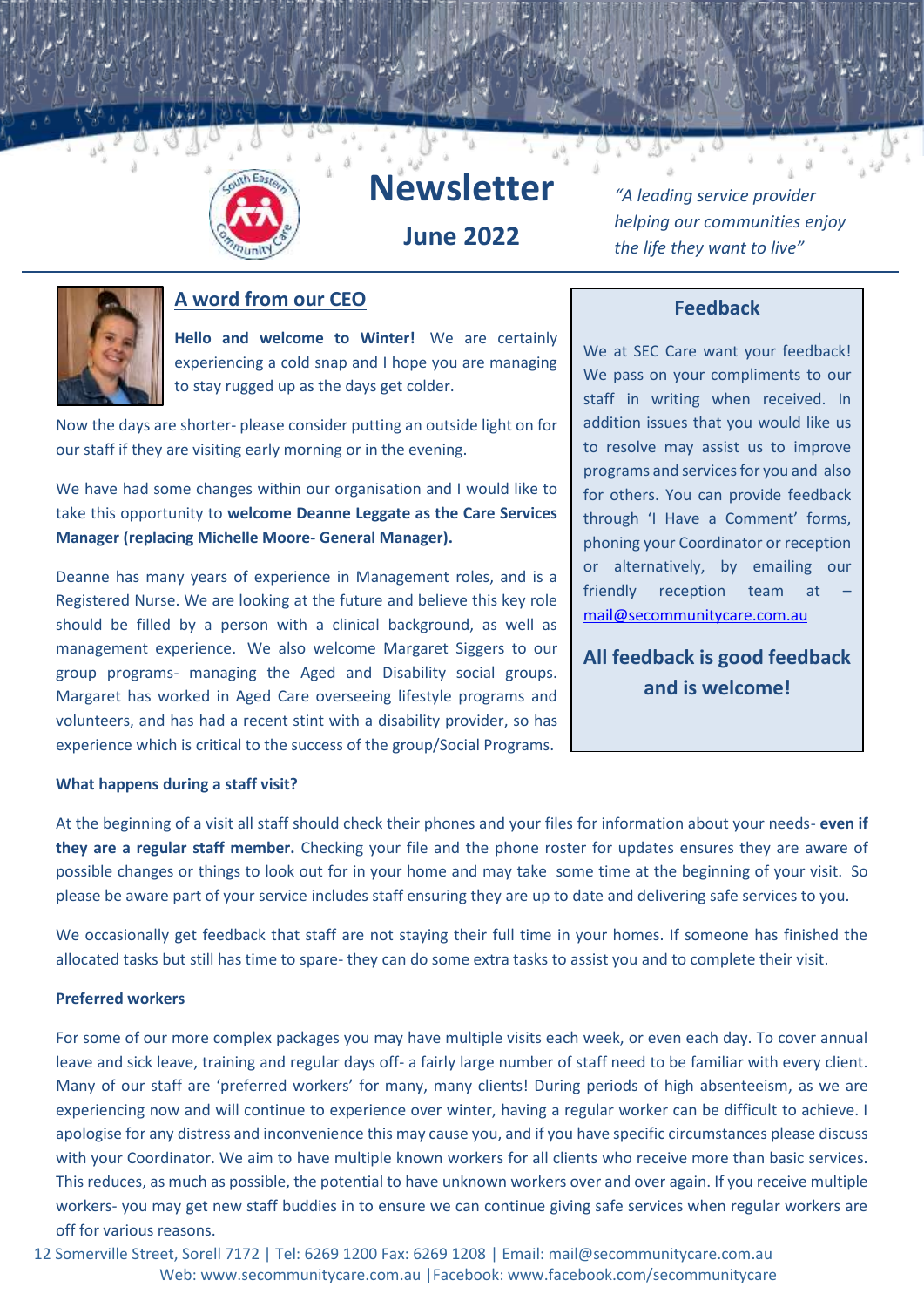# Newsletter

## June 2022

*"A leading service provider helping our communities enjoy the life they want to live"*

## A word from our CEO

**Hello and welcome to Winter!** We are certainly experiencing a cold snap and I hope you are managing to stay rugged up as the days get colder.

Now the days are shorter- please consider putting an outside light on for our staff if they are visiting early morning or in the evening.

We have had some changes within our organisation and I would like to take this opportunity to **welcome Deanne Leggate as the Care Services Manager (replacing Michelle Moore- General Manager).**

Deanne has many years of experience in Management roles, and is a Registered Nurse. We are looking at the future and believe this key role should be filled by a person with a clinical background, as well as management experience. We also welcome Margaret Siggers to our group programs- managing the Aged and Disability social groups. Margaret has worked in Aged Care overseeing lifestyle programs and volunteers, and has had a recent stint with a disability provider, so has experience which is critical to the success of the group/Social Programs.

### Feedback

We at SEC Care want your feedback! We pass on your compliments to our staff in writing when received. In addition issues that you would like us to resolve may assist us to improve programs and services for you and also for others. You can provide feedback through 'I Have a Comment' forms, phoning your Coordinator or reception or alternatively, by emailing our friendly reception team at – mail@secommunitycare.com.au

**All feedback is good feedback and is welcome!**

**What happens during a staff visit?**

At the beginning of a visit all staff should check their phones and your files for information about your needs- **even if they are a regular staff member.** Checking your file and the phone roster for updates ensures they are aware of possible changes or things to look out for in your home and may take some time at the beginning of your visit. So please be aware part of your service includes staff ensuring they are up to date and delivering safe services to you.

We occasionally get feedback that staff are not staying their full time in your homes. If someone has finished the allocated tasks but still has time to spare- they can do some extra tasks to assist you and to complete their visit.

**Preferred workers**

For some of our more complex packages you may have multiple visits each week, or even each day. To cover annual leave and sick leave, training and regular days off- a fairly large number of staff need to be familiar with every client. Many of our staff are 'preferred workers' for many, many clients! During periods of high absenteeism, as we are experiencing now and will continue to experience over winter, having a regular worker can be difficult to achieve. I apologise for any distress and inconvenience this may cause you, and if you have specific circumstances please discuss with your Coordinator. We aim to have multiple known workers for all clients who receive more than basic services. This reduces, as much as possible, the potential to have unknown workers over and over again. If you receive multiple workers- you may get new staff buddies in to ensure we can continue giving safe services when regular workers are off for various reasons.

12 Somerville Street, Sorell 7172 | Tel: 6269 1200 Fax: 6269 1208 | Email: mail@secommunitycare.com.au
Web: www.secommunitycare.com.au |Facebook: www.facebook.com/secommunitycare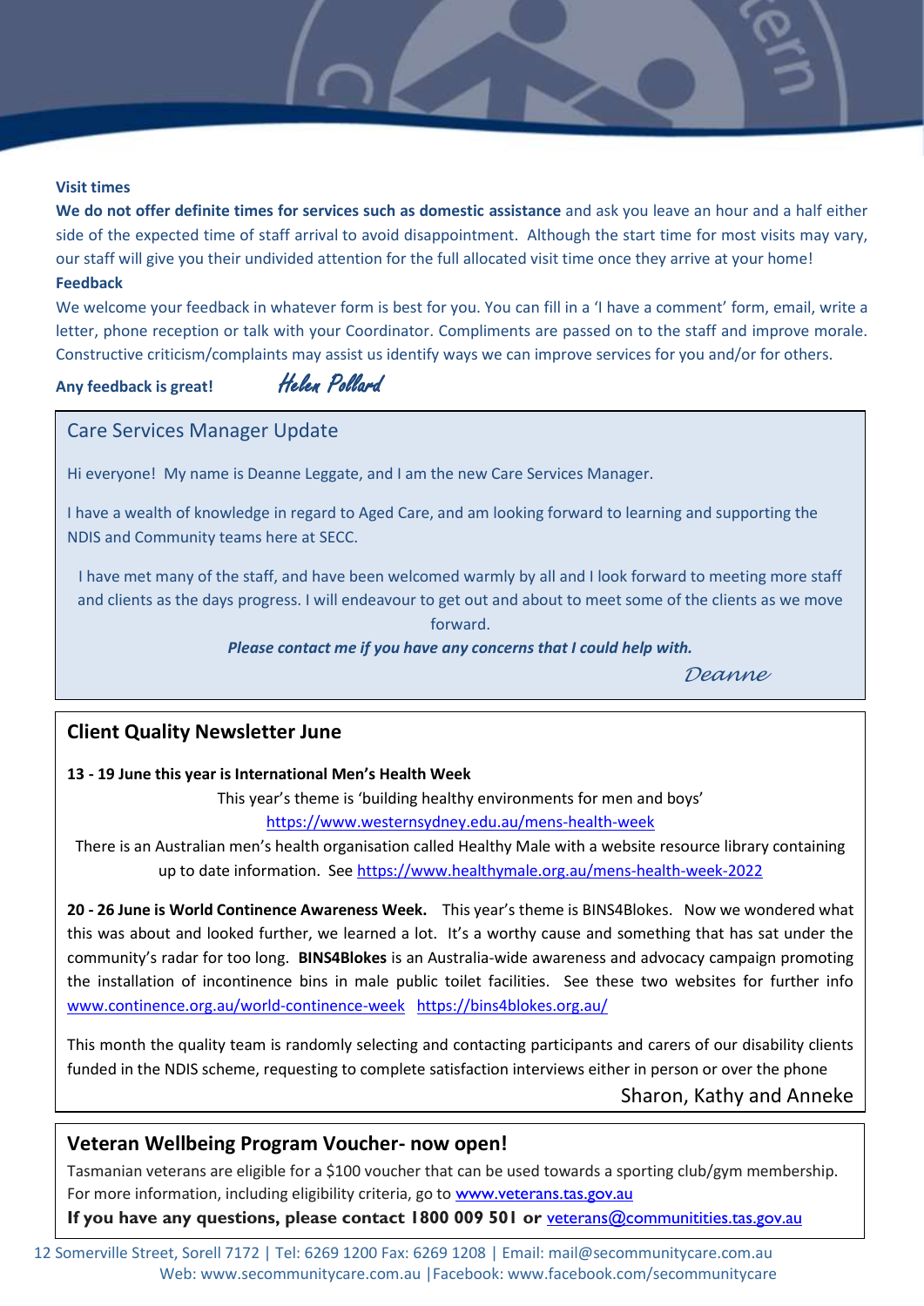**Visit times**

**We do not offer definite times for services such as domestic assistance** and ask you leave an hour and a half either side of the expected time of staff arrival to avoid disappointment. Although the start time for most visits may vary, our staff will give you their undivided attention for the full allocated visit time once they arrive at your home!

**Feedback**

We welcome your feedback in whatever form is best for you. You can fill in a 'I have a comment' form, email, write a letter, phone reception or talk with your Coordinator. Compliments are passed on to the staff and improve morale. Constructive criticism/complaints may assist us identify ways we can improve services for you and/or for others.

**Any feedback is great!** *Helen Pollard*

## Care Services Manager Update

Hi everyone! My name is Deanne Leggate, and I am the new Care Services Manager.

I have a wealth of knowledge in regard to Aged Care, and am looking forward to learning and supporting the NDIS and Community teams here at SECC.

I have met many of the staff, and have been welcomed warmly by all and I look forward to meeting more staff and clients as the days progress. I will endeavour to get out and about to meet some of the clients as we move forward.

***Please contact me if you have any concerns that I could help with.***

*Deanne*

## Client Quality Newsletter June

**13 - 19 June this year is International Men's Health Week**

This year's theme is 'building healthy environments for men and boys'

https://www.westernsydney.edu.au/mens-health-week

There is an Australian men's health organisation called Healthy Male with a website resource library containing up to date information. See https://www.healthymale.org.au/mens-health-week-2022

**20 - 26 June is World Continence Awareness Week.** This year's theme is BINS4Blokes. Now we wondered what this was about and looked further, we learned a lot. It's a worthy cause and something that has sat under the community's radar for too long. **BINS4Blokes** is an Australia-wide awareness and advocacy campaign promoting the installation of incontinence bins in male public toilet facilities. See these two websites for further info www.continence.org.au/world-continence-week https://bins4blokes.org.au/

This month the quality team is randomly selecting and contacting participants and carers of our disability clients funded in the NDIS scheme, requesting to complete satisfaction interviews either in person or over the phone

Sharon, Kathy and Anneke

## Veteran Wellbeing Program Voucher- now open!

Tasmanian veterans are eligible for a $100 voucher that can be used towards a sporting club/gym membership. For more information, including eligibility criteria, go to www.veterans.tas.gov.au

**If you have any questions, please contact 1800 009 501 or** veterans@communitities.tas.gov.au

12 Somerville Street, Sorell 7172 | Tel: 6269 1200 Fax: 6269 1208 | Email: mail@secommunitycare.com.au
Web: www.secommunitycare.com.au | Facebook: www.facebook.com/secommunitycare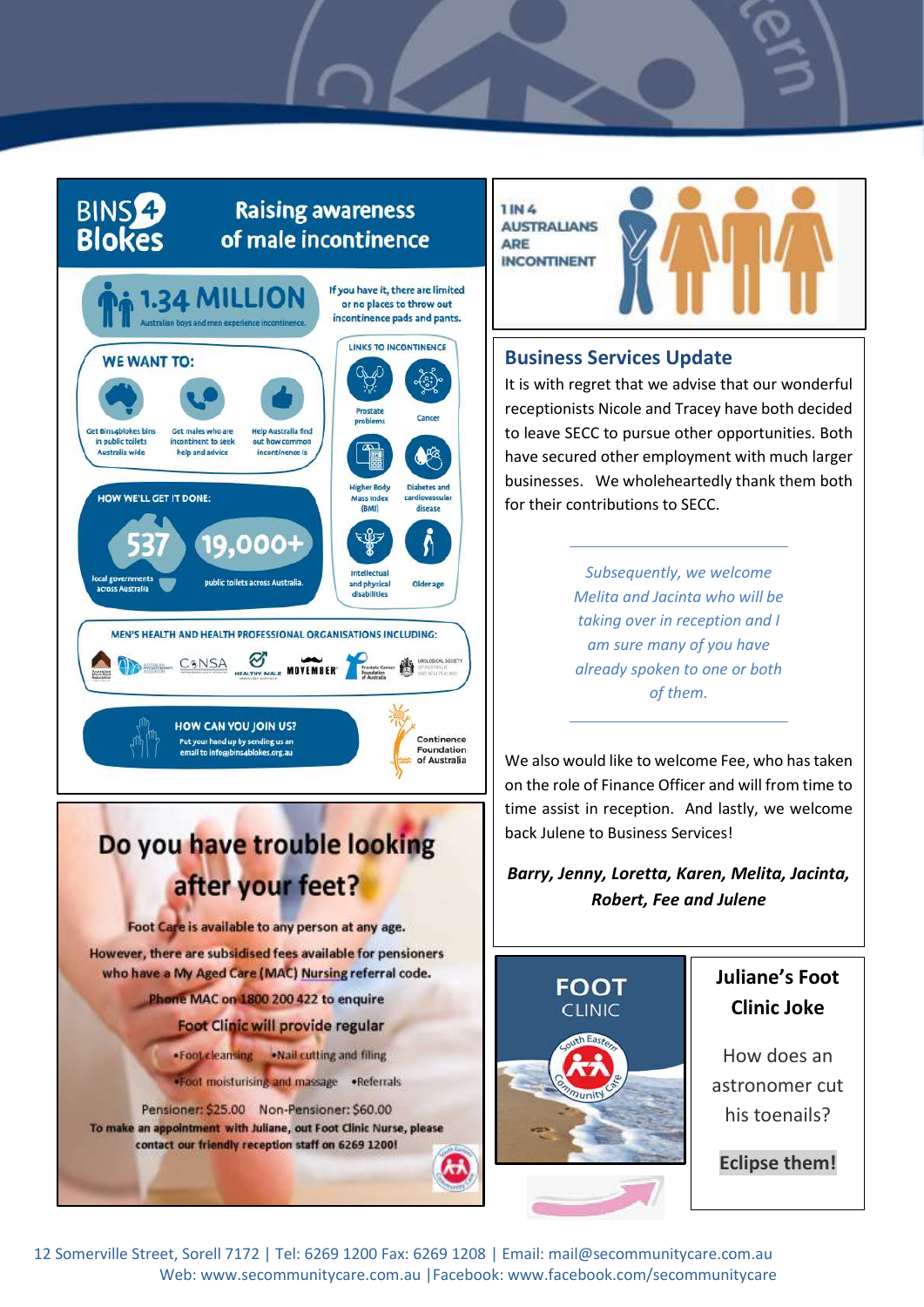## BINS4Blokes — Raising awareness of male incontinence

**1.34 MILLION** Australian boys and men experience incontinence.

If you have it, there are limited or no places to throw out incontinence pads and pants.

**WE WANT TO:**

- Get Bins4blokes bins in public toilets Australia wide
- Get males who are incontinent to seek help and advice
- Help Australia find out how common incontinence is

**HOW WE'LL GET IT DONE:**

- **537** local governments across Australia
- **19,000+** public toilets across Australia.

**LINKS TO INCONTINENCE**

- Prostate problems
- Cancer
- Higher Body Mass Index (BMI)
- Diabetes and cardiovascular disease
- Intellectual and physical disabilities
- Older age

**MEN'S HEALTH AND HEALTH PROFESSIONAL ORGANISATIONS INCLUDING:** CANSA, Healthy Male, Movember, Prostate Cancer Foundation of Australia, Urological Society of Australia and New Zealand

**HOW CAN YOU JOIN US?** Put your hand up by sending us an email to info@bins4blokes.org.au

Continence Foundation of Australia

**1 IN 4 AUSTRALIANS ARE INCONTINENT**

## Business Services Update

It is with regret that we advise that our wonderful receptionists Nicole and Tracey have both decided to leave SECC to pursue other opportunities. Both have secured other employment with much larger businesses. We wholeheartedly thank them both for their contributions to SECC.

---

*Subsequently, we welcome Melita and Jacinta who will be taking over in reception and I am sure many of you have already spoken to one or both of them.*

---

We also would like to welcome Fee, who has taken on the role of Finance Officer and will from time to time assist in reception. And lastly, we welcome back Julene to Business Services!

***Barry, Jenny, Loretta, Karen, Melita, Jacinta, Robert, Fee and Julene***

## Do you have trouble looking after your feet?

Foot Care is available to any person at any age.

However, there are subsidised fees available for pensioners who have a My Aged Care (MAC) Nursing referral code.

Phone MAC on 1800 200 422 to enquire

**Foot Clinic will provide regular**

- Foot cleansing
- Nail cutting and filing
- Foot moisturising and massage
- Referrals

Pensioner: $25.00 Non-Pensioner: $60.00

To make an appointment with Juliane, out Foot Clinic Nurse, please contact our friendly reception staff on 6269 1200!

**FOOT CLINIC** — South Eastern Community Care

## Juliane's Foot Clinic Joke

How does an astronomer cut his toenails?

**Eclipse them!**

12 Somerville Street, Sorell 7172 | Tel: 6269 1200 Fax: 6269 1208 | Email: mail@secommunitycare.com.au
Web: www.secommunitycare.com.au | Facebook: www.facebook.com/secommunitycare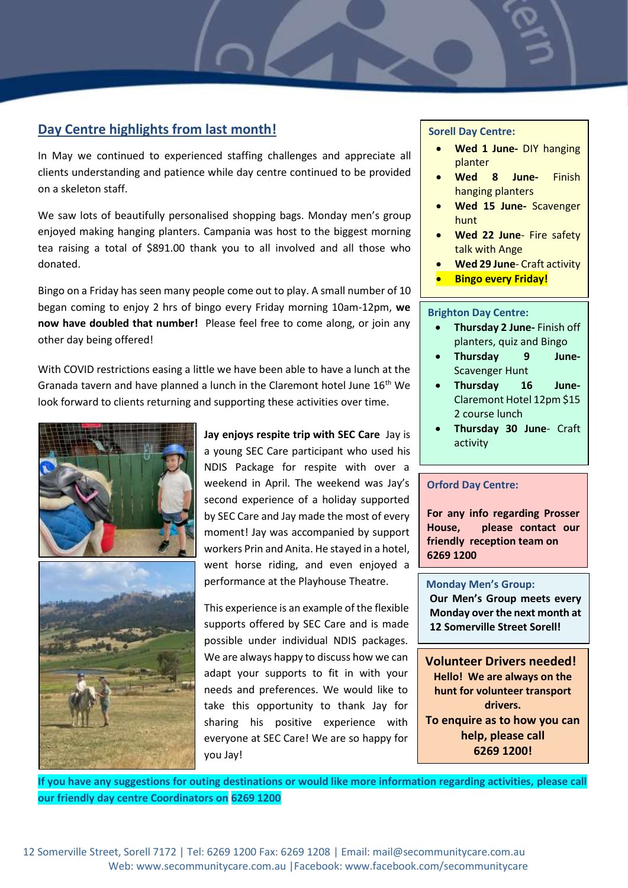## Day Centre highlights from last month!

In May we continued to experienced staffing challenges and appreciate all clients understanding and patience while day centre continued to be provided on a skeleton staff.

We saw lots of beautifully personalised shopping bags. Monday men's group enjoyed making hanging planters. Campania was host to the biggest morning tea raising a total of $891.00 thank you to all involved and all those who donated.

Bingo on a Friday has seen many people come out to play. A small number of 10 began coming to enjoy 2 hrs of bingo every Friday morning 10am-12pm, **we now have doubled that number!** Please feel free to come along, or join any other day being offered!

With COVID restrictions easing a little we have been able to have a lunch at the Granada tavern and have planned a lunch in the Claremont hotel June 16th We look forward to clients returning and supporting these activities over time.

**Jay enjoys respite trip with SEC Care** Jay is a young SEC Care participant who used his NDIS Package for respite with over a weekend in April. The weekend was Jay's second experience of a holiday supported by SEC Care and Jay made the most of every moment! Jay was accompanied by support workers Prin and Anita. He stayed in a hotel, went horse riding, and even enjoyed a performance at the Playhouse Theatre.

This experience is an example of the flexible supports offered by SEC Care and is made possible under individual NDIS packages. We are always happy to discuss how we can adapt your supports to fit in with your needs and preferences. We would like to take this opportunity to thank Jay for sharing his positive experience with everyone at SEC Care! We are so happy for you Jay!

**Sorell Day Centre:**

- **Wed 1 June-** DIY hanging planter
- **Wed 8 June-** Finish hanging planters
- **Wed 15 June-** Scavenger hunt
- **Wed 22 June**- Fire safety talk with Ange
- **Wed 29 June**- Craft activity
- **Bingo every Friday!**

**Brighton Day Centre:**

- **Thursday 2 June-** Finish off planters, quiz and Bingo
- **Thursday 9 June-** Scavenger Hunt
- **Thursday 16 June-** Claremont Hotel 12pm $15 2 course lunch
- **Thursday 30 June**- Craft activity

**Orford Day Centre:**

**For any info regarding Prosser House, please contact our friendly reception team on 6269 1200**

**Monday Men's Group:**
**Our Men's Group meets every Monday over the next month at 12 Somerville Street Sorell!**

**Volunteer Drivers needed!**
**Hello! We are always on the hunt for volunteer transport drivers.**
**To enquire as to how you can help, please call 6269 1200!**

**If you have any suggestions for outing destinations or would like more information regarding activities, please call our friendly day centre Coordinators on 6269 1200**

12 Somerville Street, Sorell 7172 | Tel: 6269 1200 Fax: 6269 1208 | Email: mail@secommunitycare.com.au
Web: www.secommunitycare.com.au | Facebook: www.facebook.com/secommunitycare